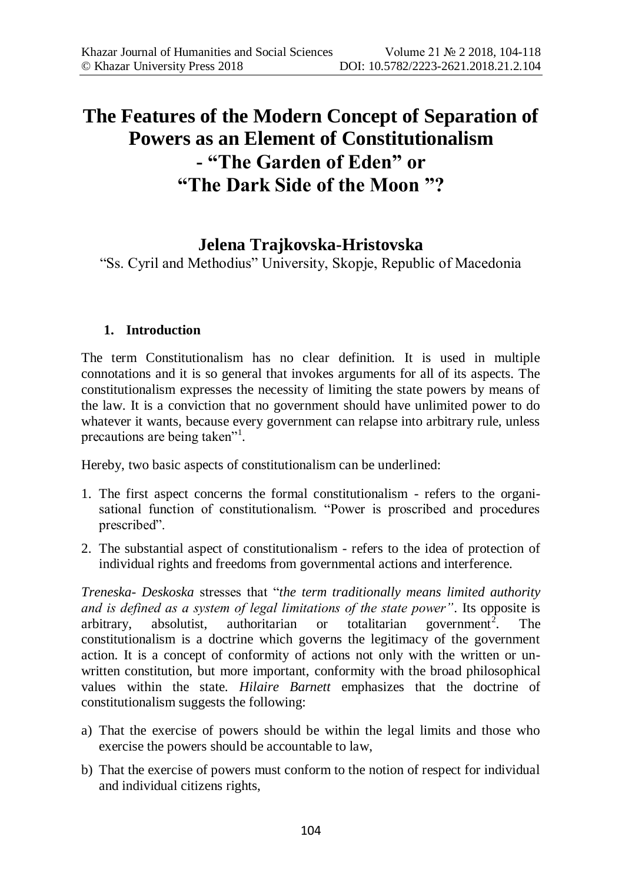# The Features of the Modern Concept of Separation of Powers as an Element of Constitutionalism - "The Garden of Eden" or "The Dark Side of the Moon "?

## Jelena Trajkovska-Hristovska

"Ss. Cyril and Methodius" University, Skopje, Republic of Macedonia

### 1. Introduction

The term Constitutionalism has no clear definition. It is used in multiple connotations and it is so general that invokes arguments for all of its aspects. The constitutionalism expresses the necessity of limiting the state powers by means of the law. It is a conviction that no government should have unlimited power to do whatever it wants, because every government can relapse into arbitrary rule, unless precautions are being taken"[1].

Hereby, two basic aspects of constitutionalism can be underlined:

1. The first aspect concerns the formal constitutionalism - refers to the organisational function of constitutionalism. "Power is proscribed and procedures prescribed".
2. The substantial aspect of constitutionalism - refers to the idea of protection of individual rights and freedoms from governmental actions and interference.

*Treneska- Deskoska* stresses that "*the term traditionally means limited authority and is defined as a system of legal limitations of the state power"*. Its opposite is arbitrary, absolutist, authoritarian or totalitarian government[2]. The constitutionalism is a doctrine which governs the legitimacy of the government action. It is a concept of conformity of actions not only with the written or unwritten constitution, but more important, conformity with the broad philosophical values within the state. *Hilaire Barnett* emphasizes that the doctrine of constitutionalism suggests the following:

a) That the exercise of powers should be within the legal limits and those who exercise the powers should be accountable to law,
b) That the exercise of powers must conform to the notion of respect for individual and individual citizens rights,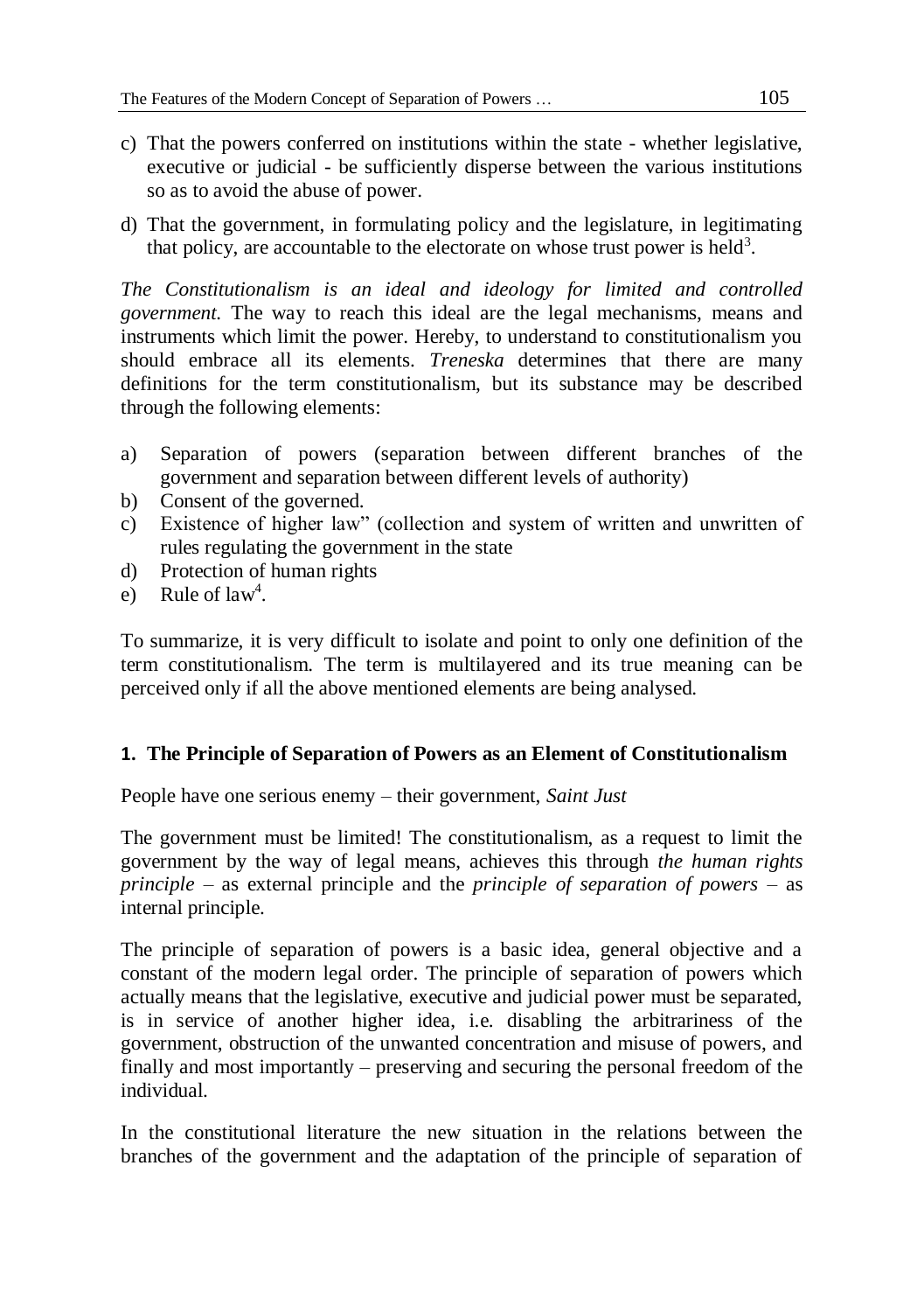c) That the powers conferred on institutions within the state - whether legislative, executive or judicial - be sufficiently disperse between the various institutions so as to avoid the abuse of power.

d) That the government, in formulating policy and the legislature, in legitimating that policy, are accountable to the electorate on whose trust power is held[3].

*The Constitutionalism is an ideal and ideology for limited and controlled government.* The way to reach this ideal are the legal mechanisms, means and instruments which limit the power. Hereby, to understand to constitutionalism you should embrace all its elements. *Treneska* determines that there are many definitions for the term constitutionalism, but its substance may be described through the following elements:

a) Separation of powers (separation between different branches of the government and separation between different levels of authority)
b) Consent of the governed.
c) Existence of higher law" (collection and system of written and unwritten of rules regulating the government in the state
d) Protection of human rights
e) Rule of law[4].

To summarize, it is very difficult to isolate and point to only one definition of the term constitutionalism. The term is multilayered and its true meaning can be perceived only if all the above mentioned elements are being analysed.

## 1. The Principle of Separation of Powers as an Element of Constitutionalism

People have one serious enemy – their government, *Saint Just*

The government must be limited! The constitutionalism, as a request to limit the government by the way of legal means, achieves this through *the human rights principle* – as external principle and the *principle of separation of powers* – as internal principle.

The principle of separation of powers is a basic idea, general objective and a constant of the modern legal order. The principle of separation of powers which actually means that the legislative, executive and judicial power must be separated, is in service of another higher idea, i.e. disabling the arbitrariness of the government, obstruction of the unwanted concentration and misuse of powers, and finally and most importantly – preserving and securing the personal freedom of the individual.

In the constitutional literature the new situation in the relations between the branches of the government and the adaptation of the principle of separation of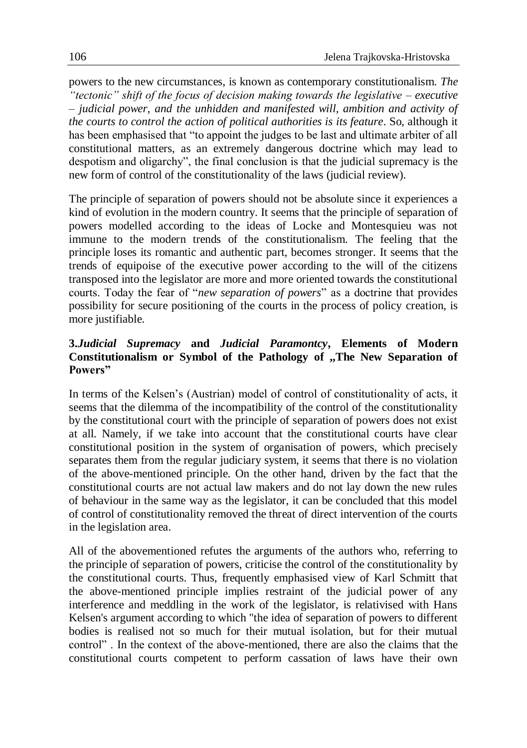powers to the new circumstances, is known as contemporary constitutionalism. *The "tectonic" shift of the focus of decision making towards the legislative – executive – judicial power, and the unhidden and manifested will, ambition and activity of the courts to control the action of political authorities is its feature*. So, although it has been emphasised that "to appoint the judges to be last and ultimate arbiter of all constitutional matters, as an extremely dangerous doctrine which may lead to despotism and oligarchy", the final conclusion is that the judicial supremacy is the new form of control of the constitutionality of the laws (judicial review).

The principle of separation of powers should not be absolute since it experiences a kind of evolution in the modern country. It seems that the principle of separation of powers modelled according to the ideas of Locke and Montesquieu was not immune to the modern trends of the constitutionalism. The feeling that the principle loses its romantic and authentic part, becomes stronger. It seems that the trends of equipoise of the executive power according to the will of the citizens transposed into the legislator are more and more oriented towards the constitutional courts. Today the fear of "*new separation of powers*" as a doctrine that provides possibility for secure positioning of the courts in the process of policy creation, is more justifiable.

### 3.*Judicial Supremacy* and *Judicial Paramontcy*, Elements of Modern Constitutionalism or Symbol of the Pathology of „The New Separation of Powers"

In terms of the Kelsen's (Austrian) model of control of constitutionality of acts, it seems that the dilemma of the incompatibility of the control of the constitutionality by the constitutional court with the principle of separation of powers does not exist at all. Namely, if we take into account that the constitutional courts have clear constitutional position in the system of organisation of powers, which precisely separates them from the regular judiciary system, it seems that there is no violation of the above-mentioned principle. On the other hand, driven by the fact that the constitutional courts are not actual law makers and do not lay down the new rules of behaviour in the same way as the legislator, it can be concluded that this model of control of constitutionality removed the threat of direct intervention of the courts in the legislation area.

All of the abovementioned refutes the arguments of the authors who, referring to the principle of separation of powers, criticise the control of the constitutionality by the constitutional courts. Thus, frequently emphasised view of Karl Schmitt that the above-mentioned principle implies restraint of the judicial power of any interference and meddling in the work of the legislator, is relativised with Hans Kelsen's argument according to which "the idea of separation of powers to different bodies is realised not so much for their mutual isolation, but for their mutual control" . In the context of the above-mentioned, there are also the claims that the constitutional courts competent to perform cassation of laws have their own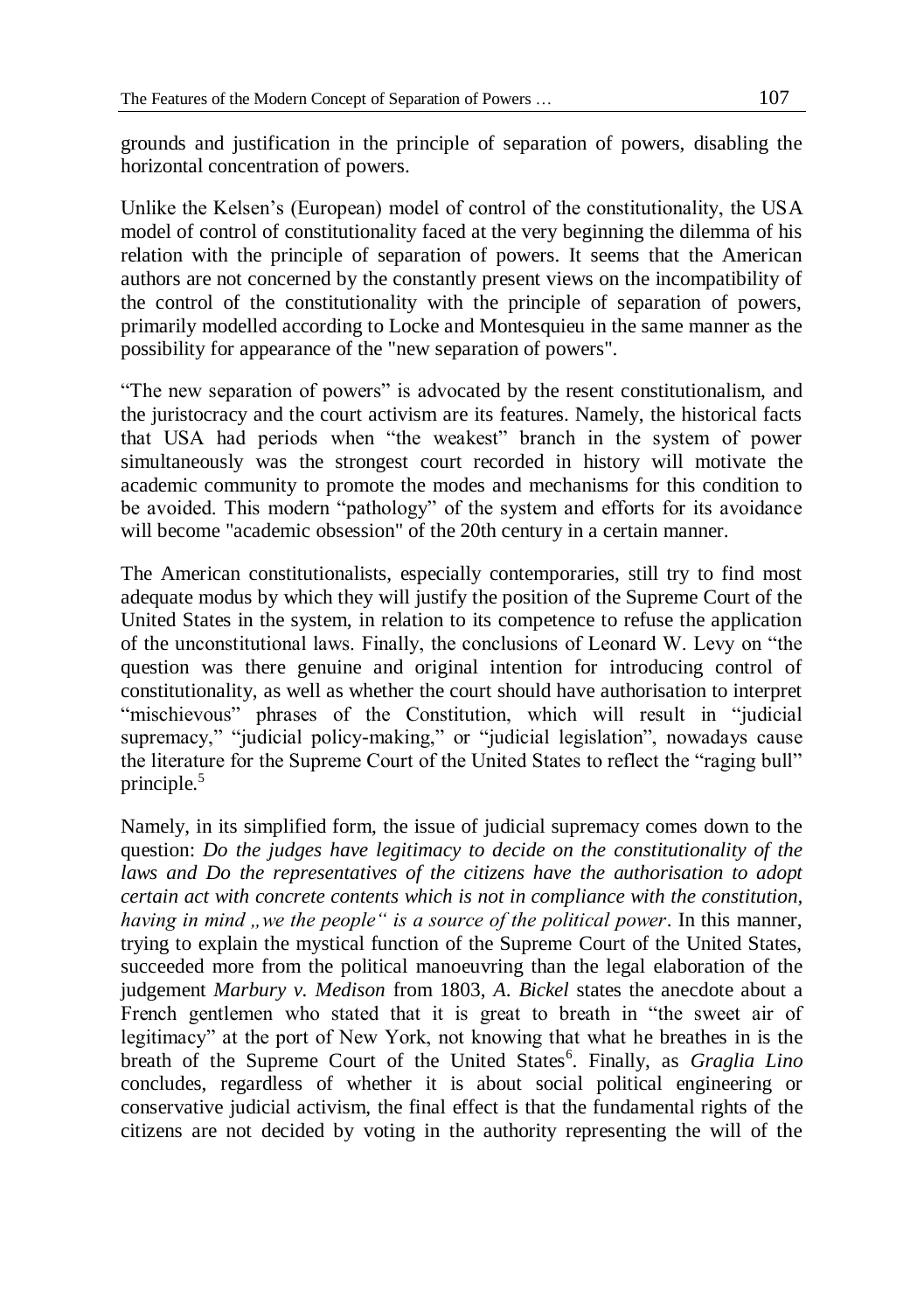grounds and justification in the principle of separation of powers, disabling the horizontal concentration of powers.

Unlike the Kelsen's (European) model of control of the constitutionality, the USA model of control of constitutionality faced at the very beginning the dilemma of his relation with the principle of separation of powers. It seems that the American authors are not concerned by the constantly present views on the incompatibility of the control of the constitutionality with the principle of separation of powers, primarily modelled according to Locke and Montesquieu in the same manner as the possibility for appearance of the "new separation of powers".

"The new separation of powers" is advocated by the resent constitutionalism, and the juristocracy and the court activism are its features. Namely, the historical facts that USA had periods when "the weakest" branch in the system of power simultaneously was the strongest court recorded in history will motivate the academic community to promote the modes and mechanisms for this condition to be avoided. This modern "pathology" of the system and efforts for its avoidance will become "academic obsession" of the 20th century in a certain manner.

The American constitutionalists, especially contemporaries, still try to find most adequate modus by which they will justify the position of the Supreme Court of the United States in the system, in relation to its competence to refuse the application of the unconstitutional laws. Finally, the conclusions of Leonard W. Levy on "the question was there genuine and original intention for introducing control of constitutionality, as well as whether the court should have authorisation to interpret "mischievous" phrases of the Constitution, which will result in "judicial supremacy," "judicial policy-making," or "judicial legislation", nowadays cause the literature for the Supreme Court of the United States to reflect the "raging bull" principle.[5]

Namely, in its simplified form, the issue of judicial supremacy comes down to the question: *Do the judges have legitimacy to decide on the constitutionality of the laws and Do the representatives of the citizens have the authorisation to adopt certain act with concrete contents which is not in compliance with the constitution, having in mind „we the people" is a source of the political power*. In this manner, trying to explain the mystical function of the Supreme Court of the United States, succeeded more from the political manoeuvring than the legal elaboration of the judgement *Marbury v. Medison* from 1803, *A. Bickel* states the anecdote about a French gentlemen who stated that it is great to breath in "the sweet air of legitimacy" at the port of New York, not knowing that what he breathes in is the breath of the Supreme Court of the United States[6]. Finally, as *Graglia Lino* concludes, regardless of whether it is about social political engineering or conservative judicial activism, the final effect is that the fundamental rights of the citizens are not decided by voting in the authority representing the will of the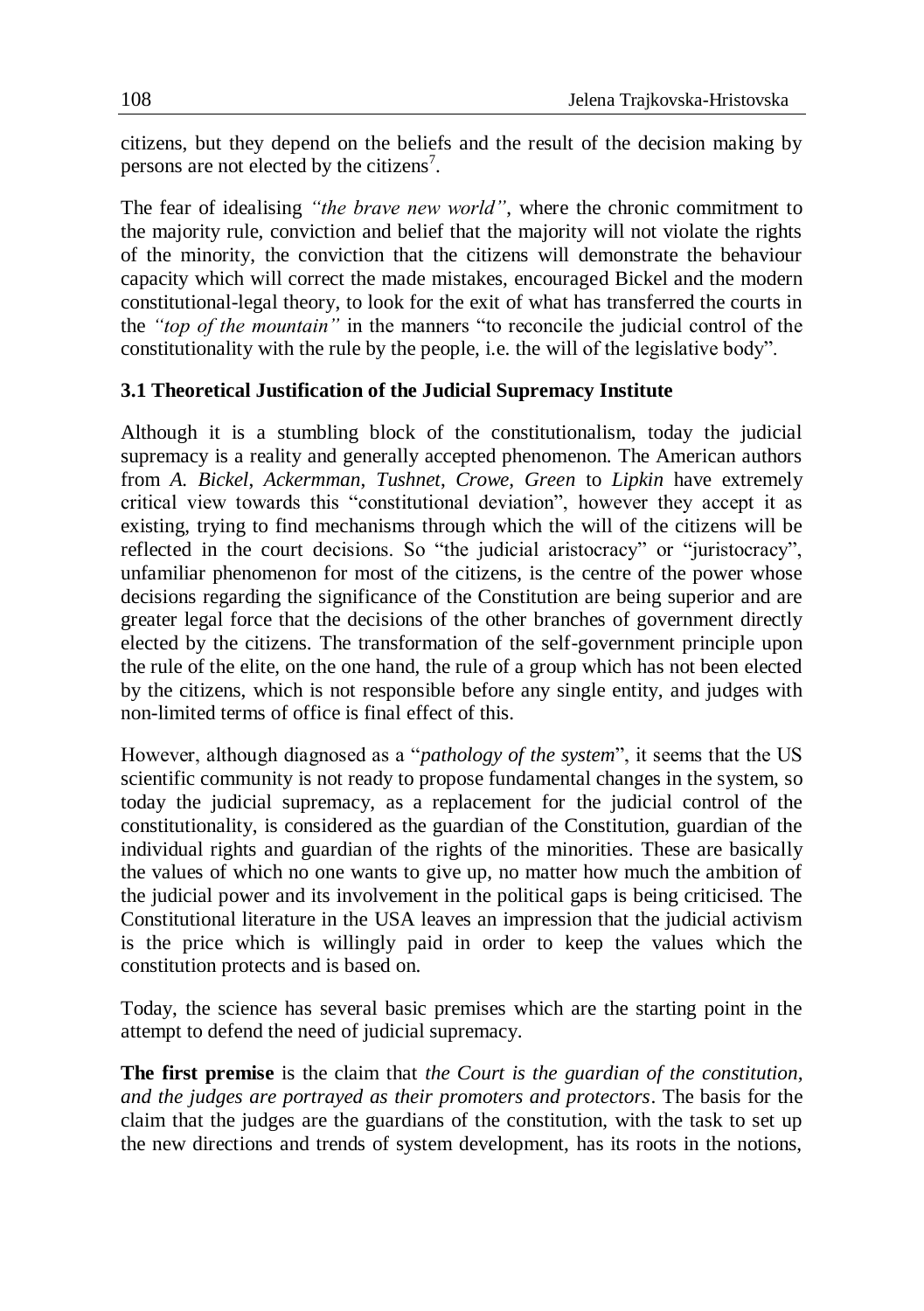citizens, but they depend on the beliefs and the result of the decision making by persons are not elected by the citizens[7].

The fear of idealising *"the brave new world"*, where the chronic commitment to the majority rule, conviction and belief that the majority will not violate the rights of the minority, the conviction that the citizens will demonstrate the behaviour capacity which will correct the made mistakes, encouraged Bickel and the modern constitutional-legal theory, to look for the exit of what has transferred the courts in the *"top of the mountain"* in the manners "to reconcile the judicial control of the constitutionality with the rule by the people, i.e. the will of the legislative body".

### 3.1 Theoretical Justification of the Judicial Supremacy Institute

Although it is a stumbling block of the constitutionalism, today the judicial supremacy is a reality and generally accepted phenomenon. The American authors from *A. Bickel*, *Ackermman*, *Tushnet*, *Crowe, Green* to *Lipkin* have extremely critical view towards this "constitutional deviation", however they accept it as existing, trying to find mechanisms through which the will of the citizens will be reflected in the court decisions. So "the judicial aristocracy" or "juristocracy", unfamiliar phenomenon for most of the citizens, is the centre of the power whose decisions regarding the significance of the Constitution are being superior and are greater legal force that the decisions of the other branches of government directly elected by the citizens. The transformation of the self-government principle upon the rule of the elite, on the one hand, the rule of a group which has not been elected by the citizens, which is not responsible before any single entity, and judges with non-limited terms of office is final effect of this.

However, although diagnosed as a "*pathology of the system*", it seems that the US scientific community is not ready to propose fundamental changes in the system, so today the judicial supremacy, as a replacement for the judicial control of the constitutionality, is considered as the guardian of the Constitution, guardian of the individual rights and guardian of the rights of the minorities. These are basically the values of which no one wants to give up, no matter how much the ambition of the judicial power and its involvement in the political gaps is being criticised. The Constitutional literature in the USA leaves an impression that the judicial activism is the price which is willingly paid in order to keep the values which the constitution protects and is based on.

Today, the science has several basic premises which are the starting point in the attempt to defend the need of judicial supremacy.

**The first premise** is the claim that *the Court is the guardian of the constitution, and the judges are portrayed as their promoters and protectors*. The basis for the claim that the judges are the guardians of the constitution, with the task to set up the new directions and trends of system development, has its roots in the notions,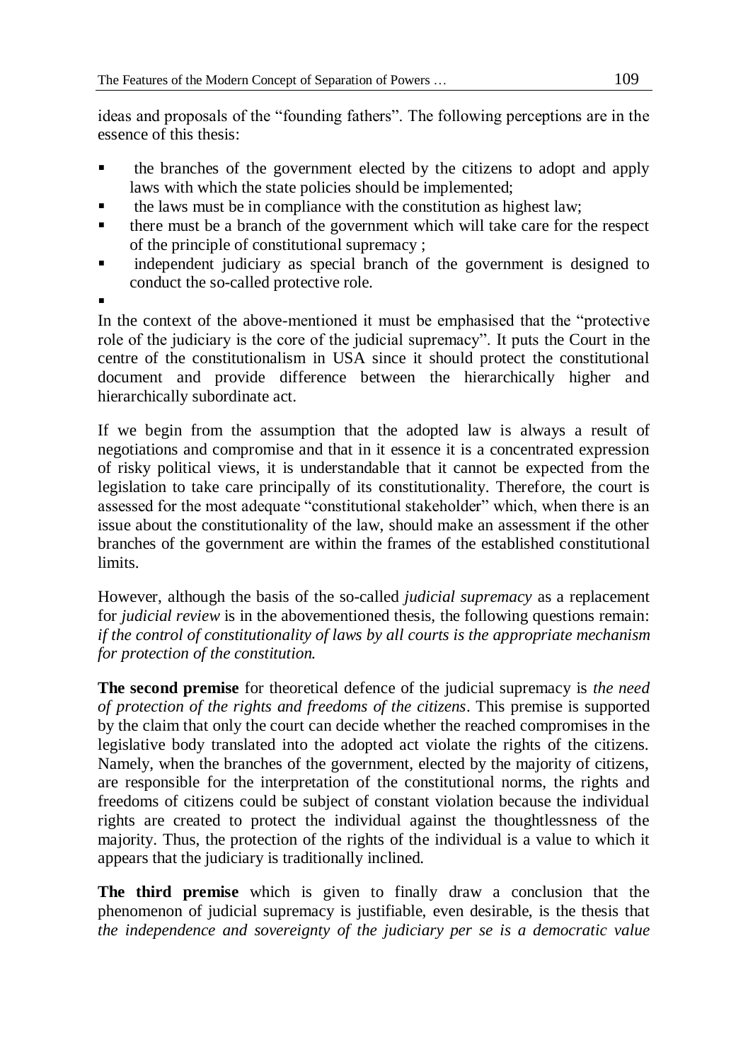ideas and proposals of the "founding fathers". The following perceptions are in the essence of this thesis:

- the branches of the government elected by the citizens to adopt and apply laws with which the state policies should be implemented;
- the laws must be in compliance with the constitution as highest law;
- there must be a branch of the government which will take care for the respect of the principle of constitutional supremacy ;
- independent judiciary as special branch of the government is designed to conduct the so-called protective role.

In the context of the above-mentioned it must be emphasised that the "protective role of the judiciary is the core of the judicial supremacy". It puts the Court in the centre of the constitutionalism in USA since it should protect the constitutional document and provide difference between the hierarchically higher and hierarchically subordinate act.

If we begin from the assumption that the adopted law is always a result of negotiations and compromise and that in it essence it is a concentrated expression of risky political views, it is understandable that it cannot be expected from the legislation to take care principally of its constitutionality. Therefore, the court is assessed for the most adequate "constitutional stakeholder" which, when there is an issue about the constitutionality of the law, should make an assessment if the other branches of the government are within the frames of the established constitutional limits.

However, although the basis of the so-called *judicial supremacy* as a replacement for *judicial review* is in the abovementioned thesis, the following questions remain: *if the control of constitutionality of laws by all courts is the appropriate mechanism for protection of the constitution.*

**The second premise** for theoretical defence of the judicial supremacy is *the need of protection of the rights and freedoms of the citizens*. This premise is supported by the claim that only the court can decide whether the reached compromises in the legislative body translated into the adopted act violate the rights of the citizens. Namely, when the branches of the government, elected by the majority of citizens, are responsible for the interpretation of the constitutional norms, the rights and freedoms of citizens could be subject of constant violation because the individual rights are created to protect the individual against the thoughtlessness of the majority. Thus, the protection of the rights of the individual is a value to which it appears that the judiciary is traditionally inclined.

**The third premise** which is given to finally draw a conclusion that the phenomenon of judicial supremacy is justifiable, even desirable, is the thesis that *the independence and sovereignty of the judiciary per se is a democratic value*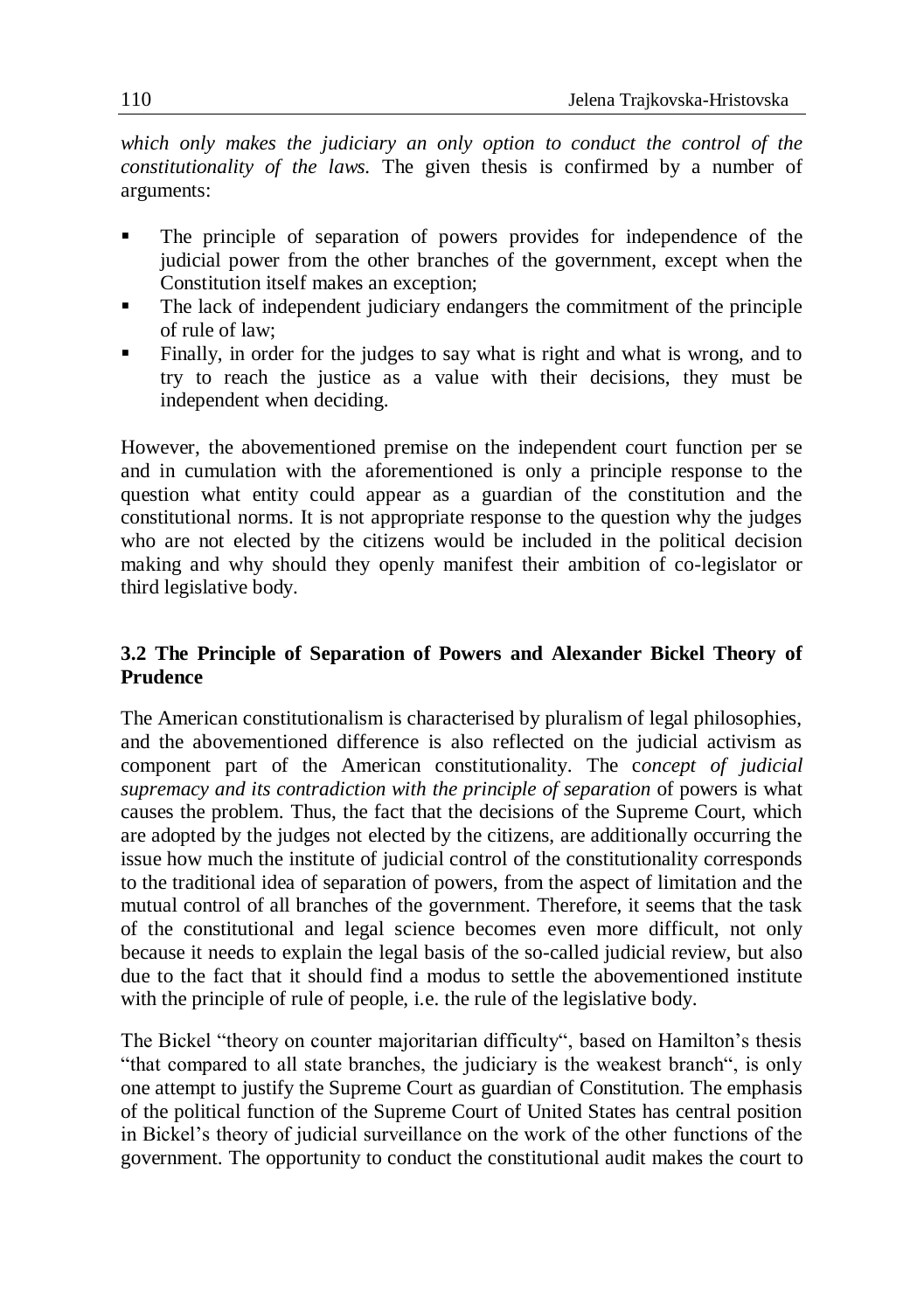*which only makes the judiciary an only option to conduct the control of the constitutionality of the laws.* The given thesis is confirmed by a number of arguments:

- The principle of separation of powers provides for independence of the judicial power from the other branches of the government, except when the Constitution itself makes an exception;
- The lack of independent judiciary endangers the commitment of the principle of rule of law;
- Finally, in order for the judges to say what is right and what is wrong, and to try to reach the justice as a value with their decisions, they must be independent when deciding.

However, the abovementioned premise on the independent court function per se and in cumulation with the aforementioned is only a principle response to the question what entity could appear as a guardian of the constitution and the constitutional norms. It is not appropriate response to the question why the judges who are not elected by the citizens would be included in the political decision making and why should they openly manifest their ambition of co-legislator or third legislative body.

### 3.2 The Principle of Separation of Powers and Alexander Bickel Theory of Prudence

The American constitutionalism is characterised by pluralism of legal philosophies, and the abovementioned difference is also reflected on the judicial activism as component part of the American constitutionality. The c*oncept of judicial supremacy and its contradiction with the principle of separation* of powers is what causes the problem. Thus, the fact that the decisions of the Supreme Court, which are adopted by the judges not elected by the citizens, are additionally occurring the issue how much the institute of judicial control of the constitutionality corresponds to the traditional idea of separation of powers, from the aspect of limitation and the mutual control of all branches of the government. Therefore, it seems that the task of the constitutional and legal science becomes even more difficult, not only because it needs to explain the legal basis of the so-called judicial review, but also due to the fact that it should find a modus to settle the abovementioned institute with the principle of rule of people, i.e. the rule of the legislative body.

The Bickel "theory on counter majoritarian difficulty", based on Hamilton's thesis "that compared to all state branches, the judiciary is the weakest branch", is only one attempt to justify the Supreme Court as guardian of Constitution. The emphasis of the political function of the Supreme Court of United States has central position in Bickel's theory of judicial surveillance on the work of the other functions of the government. The opportunity to conduct the constitutional audit makes the court to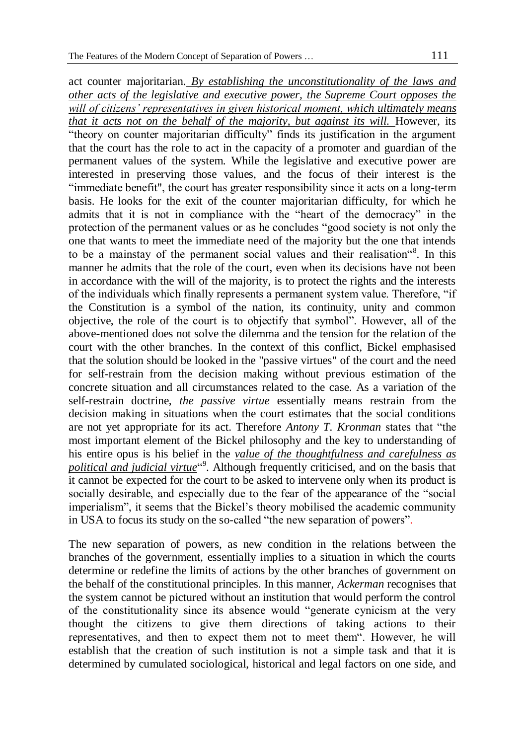act counter majoritarian. *By establishing the unconstitutionality of the laws and other acts of the legislative and executive power, the Supreme Court opposes the will of citizens' representatives in given historical moment, which ultimately means that it acts not on the behalf of the majority, but against its will.* However, its "theory on counter majoritarian difficulty" finds its justification in the argument that the court has the role to act in the capacity of a promoter and guardian of the permanent values of the system. While the legislative and executive power are interested in preserving those values, and the focus of their interest is the "immediate benefit", the court has greater responsibility since it acts on a long-term basis. He looks for the exit of the counter majoritarian difficulty, for which he admits that it is not in compliance with the "heart of the democracy" in the protection of the permanent values or as he concludes "good society is not only the one that wants to meet the immediate need of the majority but the one that intends to be a mainstay of the permanent social values and their realisation"[8]. In this manner he admits that the role of the court, even when its decisions have not been in accordance with the will of the majority, is to protect the rights and the interests of the individuals which finally represents a permanent system value. Therefore, "if the Constitution is a symbol of the nation, its continuity, unity and common objective, the role of the court is to objectify that symbol". However, all of the above-mentioned does not solve the dilemma and the tension for the relation of the court with the other branches. In the context of this conflict, Bickel emphasised that the solution should be looked in the "passive virtues" of the court and the need for self-restrain from the decision making without previous estimation of the concrete situation and all circumstances related to the case. As a variation of the self-restrain doctrine, *the passive virtue* essentially means restrain from the decision making in situations when the court estimates that the social conditions are not yet appropriate for its act. Therefore *Antony T. Kronman* states that "the most important element of the Bickel philosophy and the key to understanding of his entire opus is his belief in the *value of the thoughtfulness and carefulness as political and judicial virtue*"[9]. Although frequently criticised, and on the basis that it cannot be expected for the court to be asked to intervene only when its product is socially desirable, and especially due to the fear of the appearance of the "social imperialism", it seems that the Bickel's theory mobilised the academic community in USA to focus its study on the so-called "the new separation of powers".

The new separation of powers, as new condition in the relations between the branches of the government, essentially implies to a situation in which the courts determine or redefine the limits of actions by the other branches of government on the behalf of the constitutional principles. In this manner, *Ackerman* recognises that the system cannot be pictured without an institution that would perform the control of the constitutionality since its absence would "generate cynicism at the very thought the citizens to give them directions of taking actions to their representatives, and then to expect them not to meet them". However, he will establish that the creation of such institution is not a simple task and that it is determined by cumulated sociological, historical and legal factors on one side, and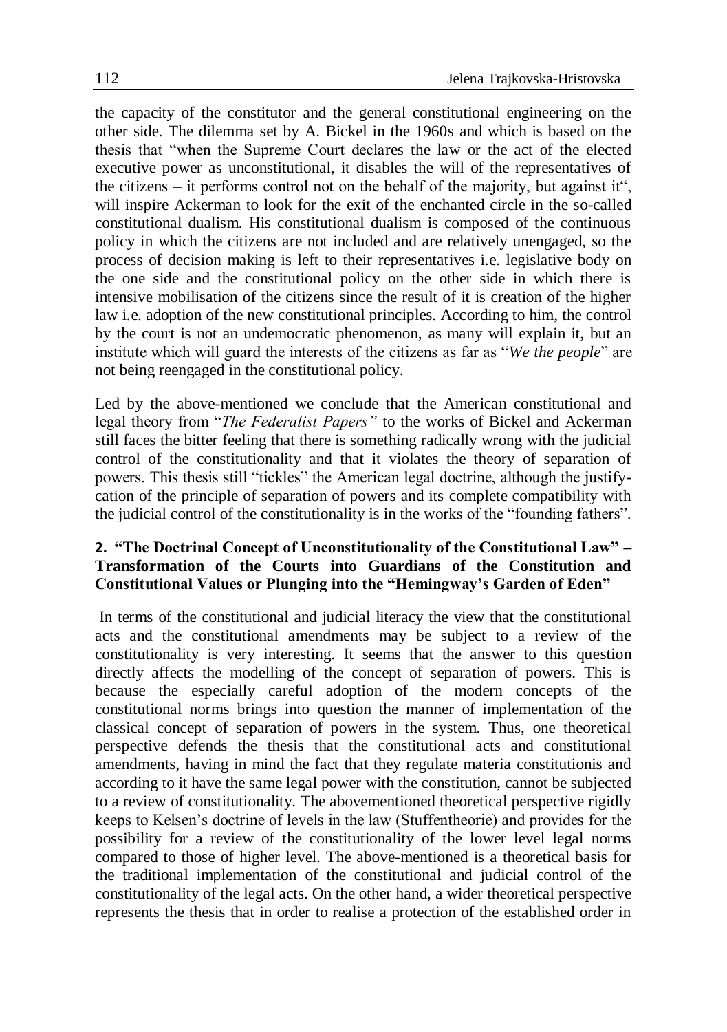the capacity of the constitutor and the general constitutional engineering on the other side. The dilemma set by A. Bickel in the 1960s and which is based on the thesis that "when the Supreme Court declares the law or the act of the elected executive power as unconstitutional, it disables the will of the representatives of the citizens – it performs control not on the behalf of the majority, but against it", will inspire Ackerman to look for the exit of the enchanted circle in the so-called constitutional dualism. His constitutional dualism is composed of the continuous policy in which the citizens are not included and are relatively unengaged, so the process of decision making is left to their representatives i.e. legislative body on the one side and the constitutional policy on the other side in which there is intensive mobilisation of the citizens since the result of it is creation of the higher law i.e. adoption of the new constitutional principles. According to him, the control by the court is not an undemocratic phenomenon, as many will explain it, but an institute which will guard the interests of the citizens as far as "*We the people*" are not being reengaged in the constitutional policy.

Led by the above-mentioned we conclude that the American constitutional and legal theory from "*The Federalist Papers*" to the works of Bickel and Ackerman still faces the bitter feeling that there is something radically wrong with the judicial control of the constitutionality and that it violates the theory of separation of powers. This thesis still "tickles" the American legal doctrine, although the justify-cation of the principle of separation of powers and its complete compatibility with the judicial control of the constitutionality is in the works of the "founding fathers".

## 2. "The Doctrinal Concept of Unconstitutionality of the Constitutional Law" – Transformation of the Courts into Guardians of the Constitution and Constitutional Values or Plunging into the "Hemingway's Garden of Eden"

In terms of the constitutional and judicial literacy the view that the constitutional acts and the constitutional amendments may be subject to a review of the constitutionality is very interesting. It seems that the answer to this question directly affects the modelling of the concept of separation of powers. This is because the especially careful adoption of the modern concepts of the constitutional norms brings into question the manner of implementation of the classical concept of separation of powers in the system. Thus, one theoretical perspective defends the thesis that the constitutional acts and constitutional amendments, having in mind the fact that they regulate materia constitutionis and according to it have the same legal power with the constitution, cannot be subjected to a review of constitutionality. The abovementioned theoretical perspective rigidly keeps to Kelsen's doctrine of levels in the law (Stuffentheorie) and provides for the possibility for a review of the constitutionality of the lower level legal norms compared to those of higher level. The above-mentioned is a theoretical basis for the traditional implementation of the constitutional and judicial control of the constitutionality of the legal acts. On the other hand, a wider theoretical perspective represents the thesis that in order to realise a protection of the established order in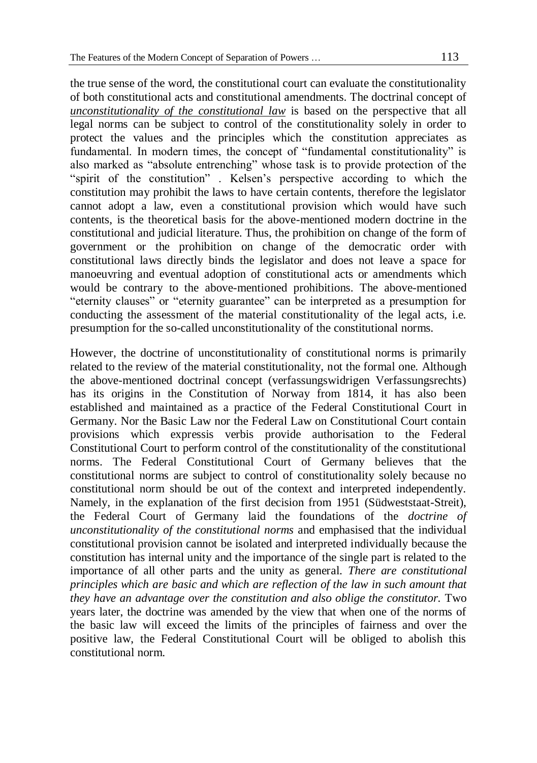the true sense of the word, the constitutional court can evaluate the constitutionality of both constitutional acts and constitutional amendments. The doctrinal concept of ***unconstitutionality of the constitutional law*** is based on the perspective that all legal norms can be subject to control of the constitutionality solely in order to protect the values and the principles which the constitution appreciates as fundamental. In modern times, the concept of "fundamental constitutionality" is also marked as "absolute entrenching" whose task is to provide protection of the "spirit of the constitution" . Kelsen's perspective according to which the constitution may prohibit the laws to have certain contents, therefore the legislator cannot adopt a law, even a constitutional provision which would have such contents, is the theoretical basis for the above-mentioned modern doctrine in the constitutional and judicial literature. Thus, the prohibition on change of the form of government or the prohibition on change of the democratic order with constitutional laws directly binds the legislator and does not leave a space for manoeuvring and eventual adoption of constitutional acts or amendments which would be contrary to the above-mentioned prohibitions. The above-mentioned "eternity clauses" or "eternity guarantee" can be interpreted as a presumption for conducting the assessment of the material constitutionality of the legal acts, i.e. presumption for the so-called unconstitutionality of the constitutional norms.

However, the doctrine of unconstitutionality of constitutional norms is primarily related to the review of the material constitutionality, not the formal one. Although the above-mentioned doctrinal concept (verfassungswidrigen Verfassungsrechts) has its origins in the Constitution of Norway from 1814, it has also been established and maintained as a practice of the Federal Constitutional Court in Germany. Nor the Basic Law nor the Federal Law on Constitutional Court contain provisions which expressis verbis provide authorisation to the Federal Constitutional Court to perform control of the constitutionality of the constitutional norms. The Federal Constitutional Court of Germany believes that the constitutional norms are subject to control of constitutionality solely because no constitutional norm should be out of the context and interpreted independently. Namely, in the explanation of the first decision from 1951 (Südweststaat-Streit), the Federal Court of Germany laid the foundations of the *doctrine of unconstitutionality of the constitutional norms* and emphasised that the individual constitutional provision cannot be isolated and interpreted individually because the constitution has internal unity and the importance of the single part is related to the importance of all other parts and the unity as general. *There are constitutional principles which are basic and which are reflection of the law in such amount that they have an advantage over the constitution and also oblige the constitutor.* Two years later, the doctrine was amended by the view that when one of the norms of the basic law will exceed the limits of the principles of fairness and over the positive law, the Federal Constitutional Court will be obliged to abolish this constitutional norm.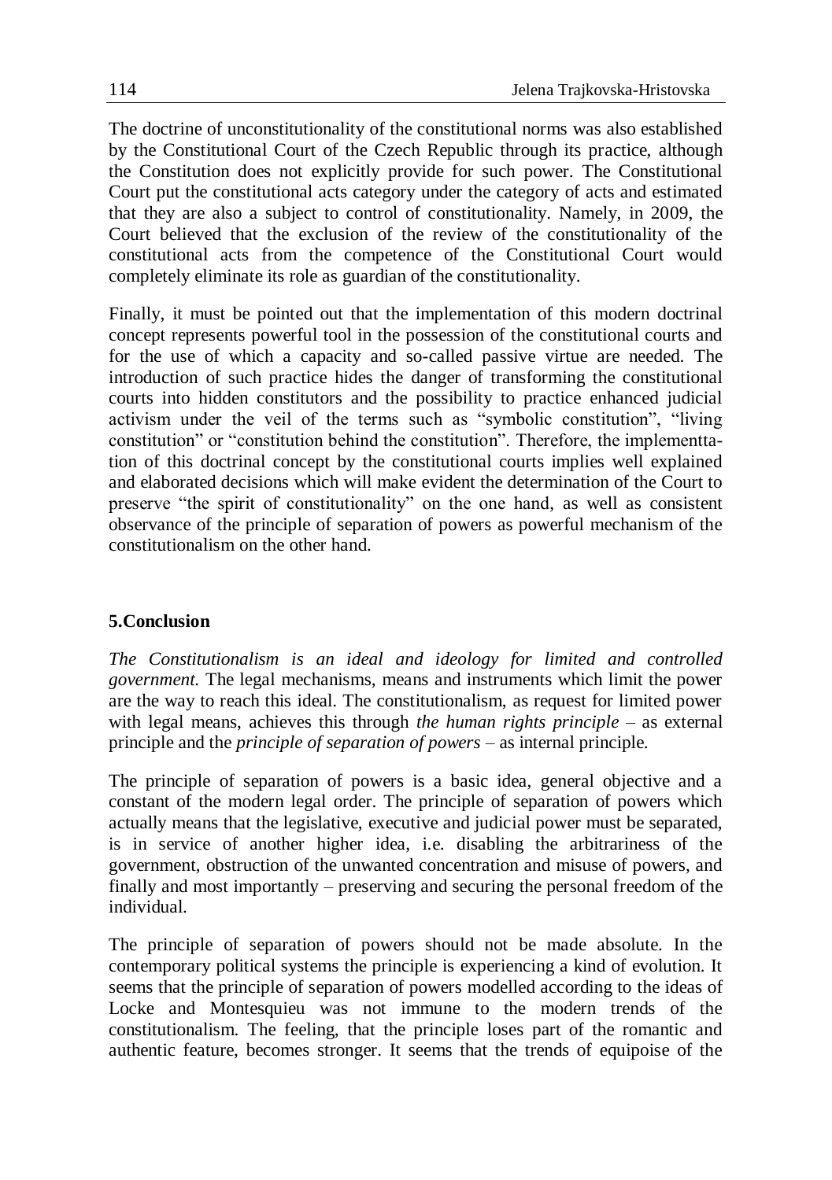The doctrine of unconstitutionality of the constitutional norms was also established by the Constitutional Court of the Czech Republic through its practice, although the Constitution does not explicitly provide for such power. The Constitutional Court put the constitutional acts category under the category of acts and estimated that they are also a subject to control of constitutionality. Namely, in 2009, the Court believed that the exclusion of the review of the constitutionality of the constitutional acts from the competence of the Constitutional Court would completely eliminate its role as guardian of the constitutionality.

Finally, it must be pointed out that the implementation of this modern doctrinal concept represents powerful tool in the possession of the constitutional courts and for the use of which a capacity and so-called passive virtue are needed. The introduction of such practice hides the danger of transforming the constitutional courts into hidden constitutors and the possibility to practice enhanced judicial activism under the veil of the terms such as "symbolic constitution", "living constitution" or "constitution behind the constitution". Therefore, the implementtation of this doctrinal concept by the constitutional courts implies well explained and elaborated decisions which will make evident the determination of the Court to preserve "the spirit of constitutionality" on the one hand, as well as consistent observance of the principle of separation of powers as powerful mechanism of the constitutionalism on the other hand.

## 5.Conclusion

*The Constitutionalism is an ideal and ideology for limited and controlled government.* The legal mechanisms, means and instruments which limit the power are the way to reach this ideal. The constitutionalism, as request for limited power with legal means, achieves this through *the human rights principle* – as external principle and the *principle of separation of powers* – as internal principle.

The principle of separation of powers is a basic idea, general objective and a constant of the modern legal order. The principle of separation of powers which actually means that the legislative, executive and judicial power must be separated, is in service of another higher idea, i.e. disabling the arbitrariness of the government, obstruction of the unwanted concentration and misuse of powers, and finally and most importantly – preserving and securing the personal freedom of the individual.

The principle of separation of powers should not be made absolute. In the contemporary political systems the principle is experiencing a kind of evolution. It seems that the principle of separation of powers modelled according to the ideas of Locke and Montesquieu was not immune to the modern trends of the constitutionalism. The feeling, that the principle loses part of the romantic and authentic feature, becomes stronger. It seems that the trends of equipoise of the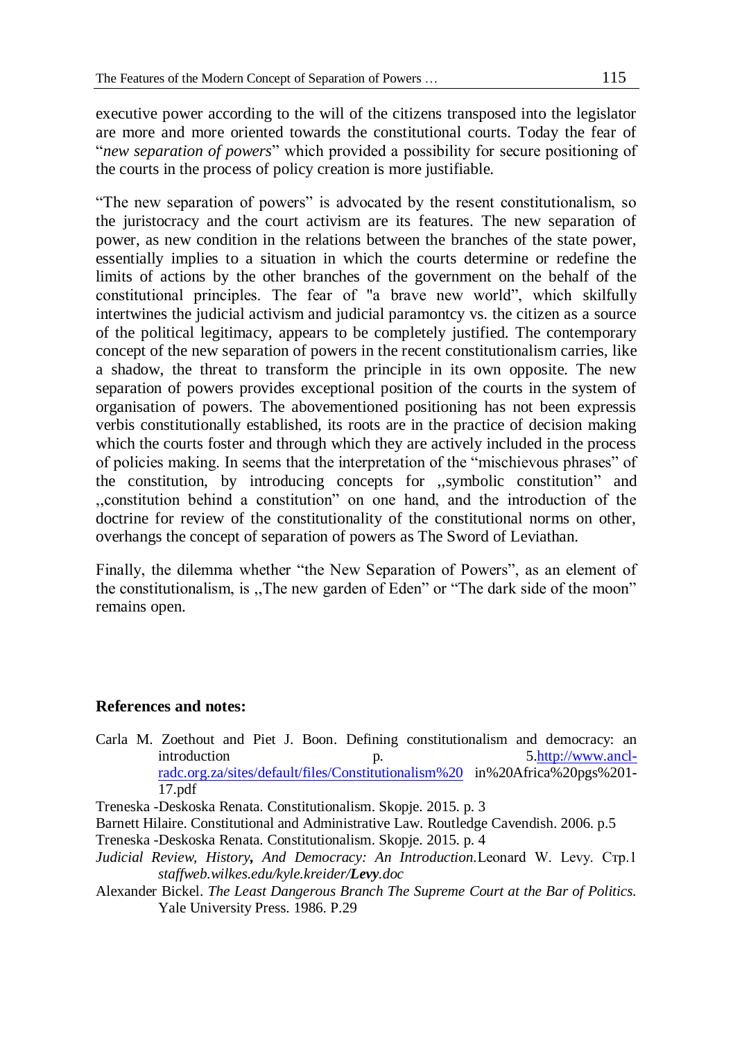executive power according to the will of the citizens transposed into the legislator are more and more oriented towards the constitutional courts. Today the fear of "*new separation of powers*" which provided a possibility for secure positioning of the courts in the process of policy creation is more justifiable.

"The new separation of powers" is advocated by the resent constitutionalism, so the juristocracy and the court activism are its features. The new separation of power, as new condition in the relations between the branches of the state power, essentially implies to a situation in which the courts determine or redefine the limits of actions by the other branches of the government on the behalf of the constitutional principles. The fear of "a brave new world", which skilfully intertwines the judicial activism and judicial paramontcy vs. the citizen as a source of the political legitimacy, appears to be completely justified. The contemporary concept of the new separation of powers in the recent constitutionalism carries, like a shadow, the threat to transform the principle in its own opposite. The new separation of powers provides exceptional position of the courts in the system of organisation of powers. The abovementioned positioning has not been expressis verbis constitutionally established, its roots are in the practice of decision making which the courts foster and through which they are actively included in the process of policies making. In seems that the interpretation of the "mischievous phrases" of the constitution, by introducing concepts for ,,symbolic constitution" and ,,constitution behind a constitution" on one hand, and the introduction of the doctrine for review of the constitutionality of the constitutional norms on other, overhangs the concept of separation of powers as The Sword of Leviathan.

Finally, the dilemma whether "the New Separation of Powers", as an element of the constitutionalism, is ,,The new garden of Eden" or "The dark side of the moon" remains open.

**References and notes:**

Carla M. Zoethout and Piet J. Boon. Defining constitutionalism and democracy: an introduction p. 5.http://www.ancl-radc.org.za/sites/default/files/Constitutionalism%20 in%20Africa%20pgs%201-17.pdf

Treneska -Deskoska Renata. Constitutionalism. Skopje. 2015. p. 3

Barnett Hilaire. Constitutional and Administrative Law. Routledge Cavendish. 2006. p.5

Treneska -Deskoska Renata. Constitutionalism. Skopje. 2015. p. 4

*Judicial Review, History, And Democracy: An Introduction.*Leonard W. Levy. Стр.1 *staffweb.wilkes.edu/kyle.kreider/**Levy**.doc*

Alexander Bickel. *The Least Dangerous Branch The Supreme Court at the Bar of Politics.* Yale University Press. 1986. P.29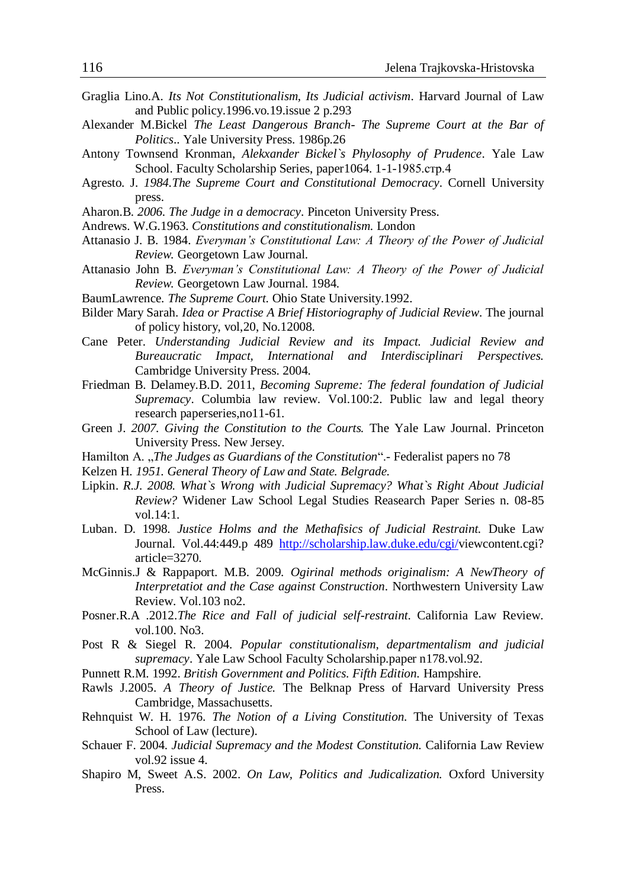Graglia Lino.A. *Its Not Constitutionalism, Its Judicial activism*. Harvard Journal of Law and Public policy.1996.vo.19.issue 2 p.293

Alexander M.Bickel *The Least Dangerous Branch- The Supreme Court at the Bar of Politics*.. Yale University Press. 1986p.26

Antony Townsend Kronman, *Alekxander Bickel`s Phylosophy of Prudence*. Yale Law School. Faculty Scholarship Series, paper1064. 1-1-1985.стр.4

Agresto. J. *1984.The Supreme Court and Constitutional Democracy*. Cornell University press.

Aharon.B. *2006. The Judge in a democracy*. Pinceton University Press.

Andrews. W.G.1963. *Constitutions and constitutionalism.* London

Attanasio J. B. 1984. *Everyman's Constitutional Law: A Theory of the Power of Judicial Review.* Georgetown Law Journal.

Attanasio John B. *Everyman's Constitutional Law: A Theory of the Power of Judicial Review.* Georgetown Law Journal. 1984.

BaumLawrence. *The Supreme Court.* Ohio State University.1992.

Bilder Mary Sarah. *Idea or Practise A Brief Historiography of Judicial Review*. The journal of policy history, vol,20, No.12008.

Cane Peter. *Understanding Judicial Review and its Impact. Judicial Review and Bureaucratic Impact, International and Interdisciplinari Perspectives.* Cambridge University Press. 2004.

Friedman B. Delamey.B.D. 2011, *Becoming Supreme: The federal foundation of Judicial Supremacy*. Columbia law review. Vol.100:2. Public law and legal theory research paperseries,no11-61.

Green J. *2007. Giving the Constitution to the Courts.* The Yale Law Journal. Princeton University Press. New Jersey.

Hamilton A. „*The Judges as Guardians of the Constitution*".- Federalist papers no 78

Kelzen H. *1951. General Theory of Law and State. Belgrade.*

Lipkin. *R.J. 2008. What`s Wrong with Judicial Supremacy? What`s Right About Judicial Review?* Widener Law School Legal Studies Reasearch Paper Series n. 08-85 vol.14:1.

Luban. D. 1998. *Justice Holms and the Methafisics of Judicial Restraint.* Duke Law Journal. Vol.44:449.p 489 http://scholarship.law.duke.edu/cgi/viewcontent.cgi?article=3270.

McGinnis.J & Rappaport. M.B. 2009. *Ogirinal methods originalism: A NewTheory of Interpretatiot and the Case against Construction*. Northwestern University Law Review. Vol.103 no2.

Posner.R.A .2012.*The Rice and Fall of judicial self-restraint*. California Law Review. vol.100. No3.

Post R & Siegel R. 2004. *Popular constitutionalism, departmentalism and judicial supremacy*. Yale Law School Faculty Scholarship.paper n178.vol.92.

Punnett R.M. 1992. *British Government and Politics. Fifth Edition.* Hampshire.

Rawls J.2005. *A Theory of Justice.* The Belknap Press of Harvard University Press Cambridge, Massachusetts.

Rehnquist W. H. 1976. *The Notion of a Living Constitution.* The University of Texas School of Law (lecture).

Schauer F. 2004. *Judicial Supremacy and the Modest Constitution.* California Law Review vol.92 issue 4.

Shapiro M, Sweet A.S. 2002. *On Law, Politics and Judicalization.* Oxford University Press.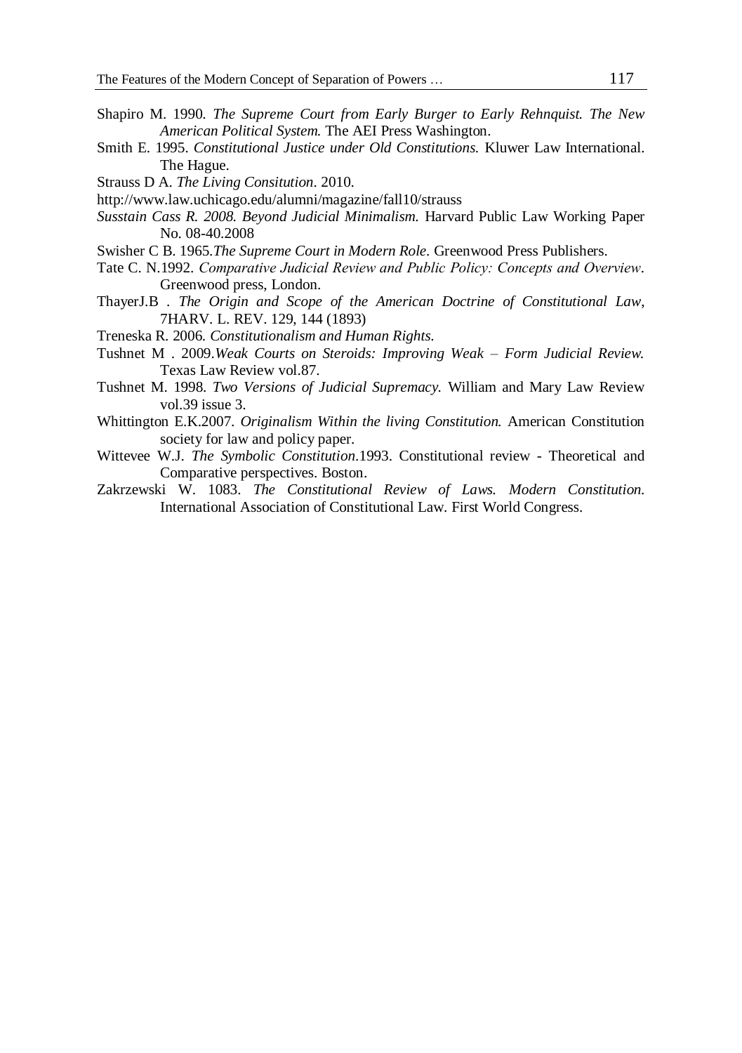Shapiro M. 1990. *The Supreme Court from Early Burger to Early Rehnquist. The New American Political System.* The AEI Press Washington.

Smith E. 1995. *Constitutional Justice under Old Constitutions.* Kluwer Law International. The Hague.

Strauss D A. *The Living Consitution*. 2010.

http://www.law.uchicago.edu/alumni/magazine/fall10/strauss

*Susstain Cass R. 2008. Beyond Judicial Minimalism.* Harvard Public Law Working Paper No. 08-40.2008

Swisher C B. 1965.*The Supreme Court in Modern Role.* Greenwood Press Publishers.

Tate C. N.1992. *Comparative Judicial Review and Public Policy: Concepts and Overview*. Greenwood press, London.

ThayerJ.B . *The Origin and Scope of the American Doctrine of Constitutional Law*, 7HARV. L. REV. 129, 144 (1893)

Treneska R. 2006. *Constitutionalism and Human Rights.*

Tushnet M . 2009.*Weak Courts on Steroids: Improving Weak – Form Judicial Review.* Texas Law Review vol.87.

Tushnet M. 1998. *Two Versions of Judicial Supremacy.* William and Mary Law Review vol.39 issue 3.

Whittington E.K.2007. *Originalism Within the living Constitution.* American Constitution society for law and policy paper.

Wittevee W.J. *The Symbolic Constitution*.1993. Constitutional review - Theoretical and Comparative perspectives. Boston.

Zakrzewski W. 1083. *The Constitutional Review of Laws. Modern Constitution.* International Association of Constitutional Law. First World Congress.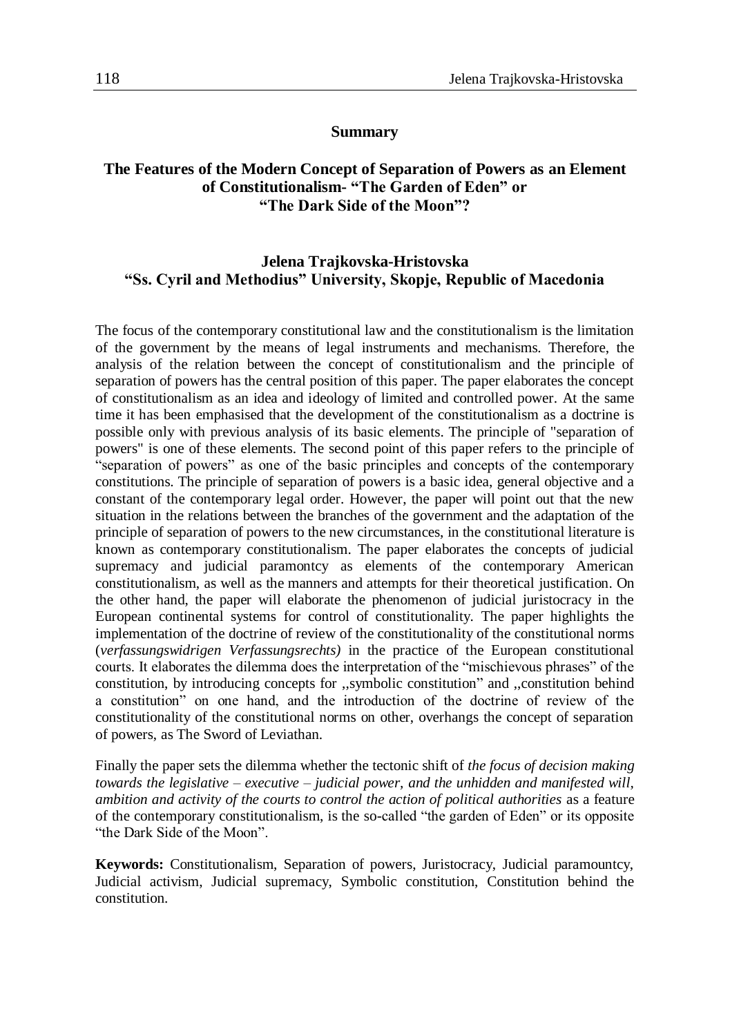## Summary

### The Features of the Modern Concept of Separation of Powers as an Element of Constitutionalism- "The Garden of Eden" or "The Dark Side of the Moon"?

**Jelena Trajkovska-Hristovska**
**"Ss. Cyril and Methodius" University, Skopje, Republic of Macedonia**

The focus of the contemporary constitutional law and the constitutionalism is the limitation of the government by the means of legal instruments and mechanisms. Therefore, the analysis of the relation between the concept of constitutionalism and the principle of separation of powers has the central position of this paper. The paper elaborates the concept of constitutionalism as an idea and ideology of limited and controlled power. At the same time it has been emphasised that the development of the constitutionalism as a doctrine is possible only with previous analysis of its basic elements. The principle of "separation of powers" is one of these elements. The second point of this paper refers to the principle of "separation of powers" as one of the basic principles and concepts of the contemporary constitutions. The principle of separation of powers is a basic idea, general objective and a constant of the contemporary legal order. However, the paper will point out that the new situation in the relations between the branches of the government and the adaptation of the principle of separation of powers to the new circumstances, in the constitutional literature is known as contemporary constitutionalism. The paper elaborates the concepts of judicial supremacy and judicial paramontcy as elements of the contemporary American constitutionalism, as well as the manners and attempts for their theoretical justification. On the other hand, the paper will elaborate the phenomenon of judicial juristocracy in the European continental systems for control of constitutionality. The paper highlights the implementation of the doctrine of review of the constitutionality of the constitutional norms (*verfassungswidrigen Verfassungsrechts)* in the practice of the European constitutional courts. It elaborates the dilemma does the interpretation of the "mischievous phrases" of the constitution, by introducing concepts for ,,symbolic constitution" and ,,constitution behind a constitution" on one hand, and the introduction of the doctrine of review of the constitutionality of the constitutional norms on other, overhangs the concept of separation of powers, as The Sword of Leviathan.

Finally the paper sets the dilemma whether the tectonic shift of *the focus of decision making towards the legislative – executive – judicial power, and the unhidden and manifested will, ambition and activity of the courts to control the action of political authorities* as a feature of the contemporary constitutionalism, is the so-called "the garden of Eden" or its opposite "the Dark Side of the Moon".

**Keywords:** Constitutionalism, Separation of powers, Juristocracy, Judicial paramountcy, Judicial activism, Judicial supremacy, Symbolic constitution, Constitution behind the constitution.